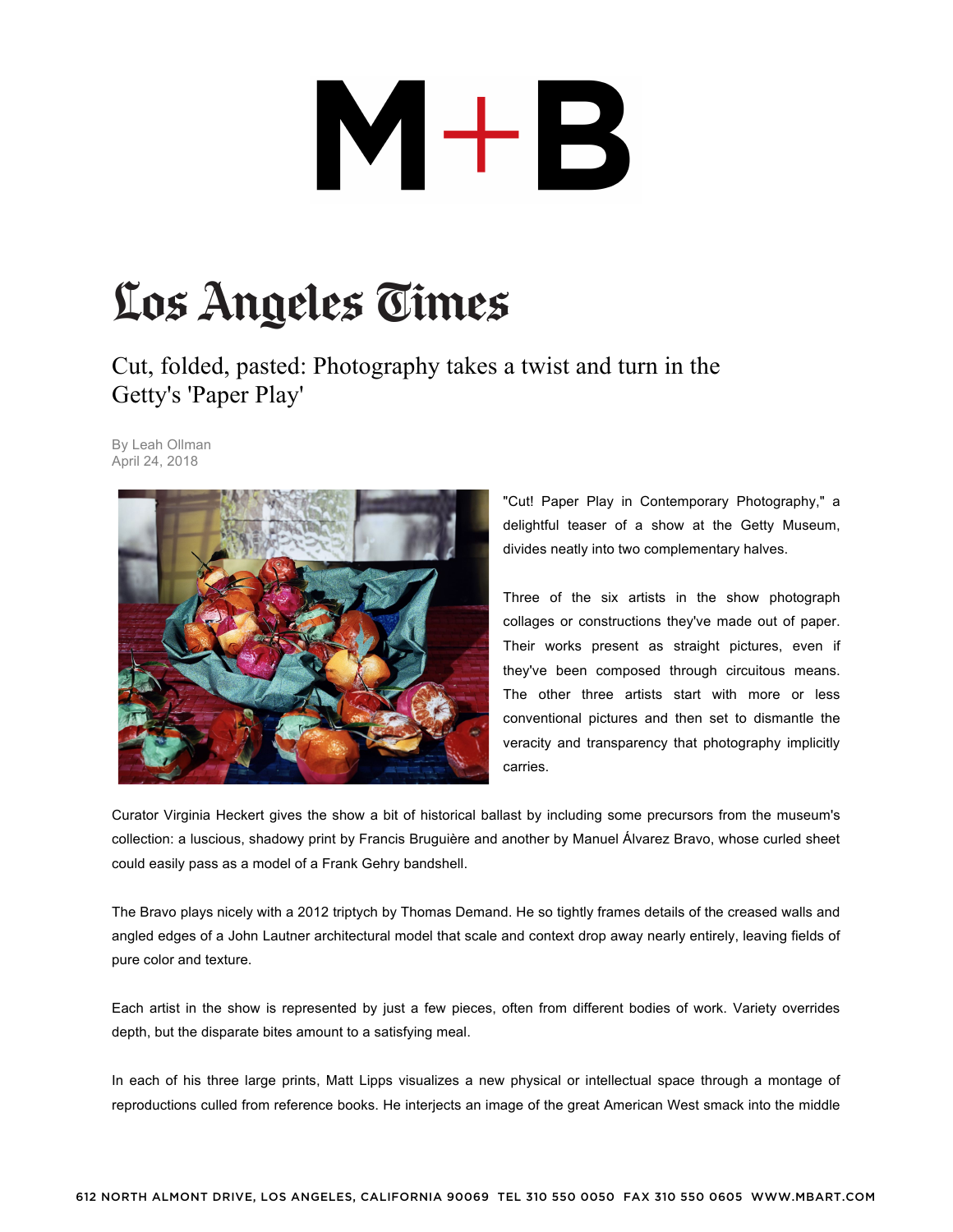# Los Angeles Times

## Cut, folded, pasted: Photography takes a twist and turn in the Getty's 'Paper Play'

By Leah Ollman
April 24, 2018

"Cut! Paper Play in Contemporary Photography," a delightful teaser of a show at the Getty Museum, divides neatly into two complementary halves.

Three of the six artists in the show photograph collages or constructions they've made out of paper. Their works present as straight pictures, even if they've been composed through circuitous means. The other three artists start with more or less conventional pictures and then set to dismantle the veracity and transparency that photography implicitly carries.

Curator Virginia Heckert gives the show a bit of historical ballast by including some precursors from the museum's collection: a luscious, shadowy print by Francis Bruguière and another by Manuel Álvarez Bravo, whose curled sheet could easily pass as a model of a Frank Gehry bandshell.

The Bravo plays nicely with a 2012 triptych by Thomas Demand. He so tightly frames details of the creased walls and angled edges of a John Lautner architectural model that scale and context drop away nearly entirely, leaving fields of pure color and texture.

Each artist in the show is represented by just a few pieces, often from different bodies of work. Variety overrides depth, but the disparate bites amount to a satisfying meal.

In each of his three large prints, Matt Lipps visualizes a new physical or intellectual space through a montage of reproductions culled from reference books. He interjects an image of the great American West smack into the middle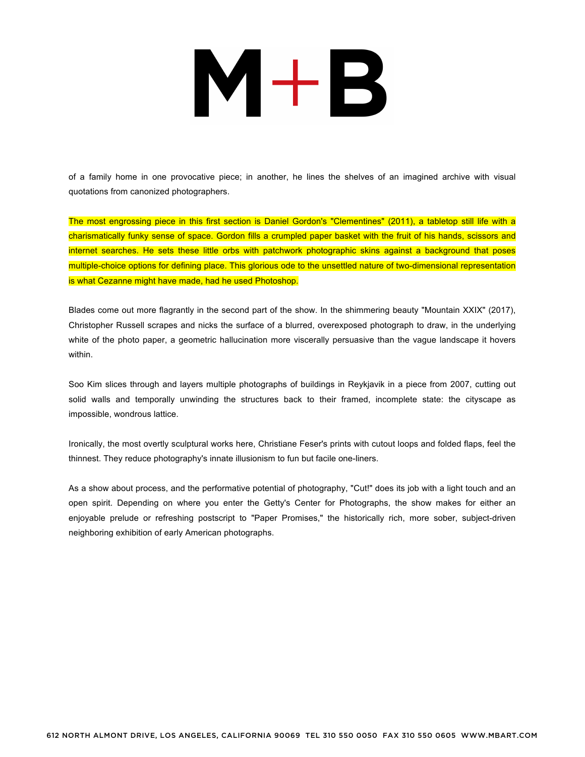of a family home in one provocative piece; in another, he lines the shelves of an imagined archive with visual quotations from canonized photographers.

The most engrossing piece in this first section is Daniel Gordon's "Clementines" (2011), a tabletop still life with a charismatically funky sense of space. Gordon fills a crumpled paper basket with the fruit of his hands, scissors and internet searches. He sets these little orbs with patchwork photographic skins against a background that poses multiple-choice options for defining place. This glorious ode to the unsettled nature of two-dimensional representation is what Cezanne might have made, had he used Photoshop.

Blades come out more flagrantly in the second part of the show. In the shimmering beauty "Mountain XXIX" (2017), Christopher Russell scrapes and nicks the surface of a blurred, overexposed photograph to draw, in the underlying white of the photo paper, a geometric hallucination more viscerally persuasive than the vague landscape it hovers within.

Soo Kim slices through and layers multiple photographs of buildings in Reykjavik in a piece from 2007, cutting out solid walls and temporally unwinding the structures back to their framed, incomplete state: the cityscape as impossible, wondrous lattice.

Ironically, the most overtly sculptural works here, Christiane Feser's prints with cutout loops and folded flaps, feel the thinnest. They reduce photography's innate illusionism to fun but facile one-liners.

As a show about process, and the performative potential of photography, "Cut!" does its job with a light touch and an open spirit. Depending on where you enter the Getty's Center for Photographs, the show makes for either an enjoyable prelude or refreshing postscript to "Paper Promises," the historically rich, more sober, subject-driven neighboring exhibition of early American photographs.